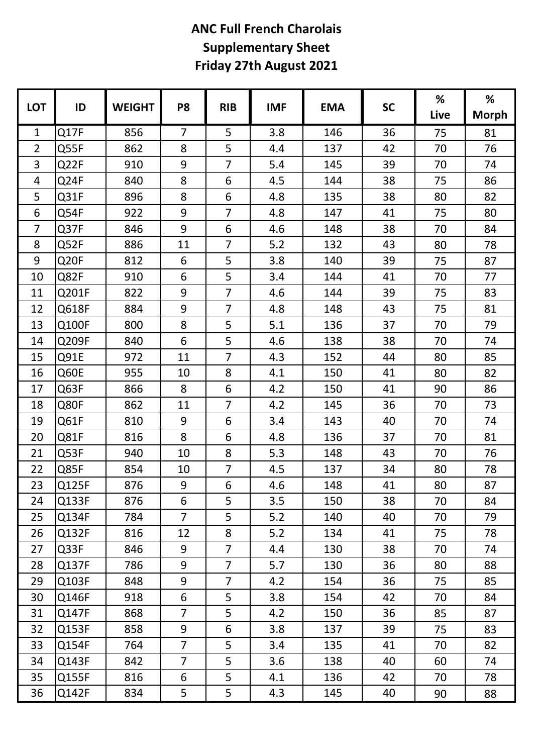# ANC Full French Charolais
## Supplementary Sheet
### Friday 27th August 2021

| LOT | ID | WEIGHT | P8 | RIB | IMF | EMA | SC | % Live | % Morph |
|---|---|---|---|---|---|---|---|---|---|
| 1 | Q17F | 856 | 7 | 5 | 3.8 | 146 | 36 | 75 | 81 |
| 2 | Q55F | 862 | 8 | 5 | 4.4 | 137 | 42 | 70 | 76 |
| 3 | Q22F | 910 | 9 | 7 | 5.4 | 145 | 39 | 70 | 74 |
| 4 | Q24F | 840 | 8 | 6 | 4.5 | 144 | 38 | 75 | 86 |
| 5 | Q31F | 896 | 8 | 6 | 4.8 | 135 | 38 | 80 | 82 |
| 6 | Q54F | 922 | 9 | 7 | 4.8 | 147 | 41 | 75 | 80 |
| 7 | Q37F | 846 | 9 | 6 | 4.6 | 148 | 38 | 70 | 84 |
| 8 | Q52F | 886 | 11 | 7 | 5.2 | 132 | 43 | 80 | 78 |
| 9 | Q20F | 812 | 6 | 5 | 3.8 | 140 | 39 | 75 | 87 |
| 10 | Q82F | 910 | 6 | 5 | 3.4 | 144 | 41 | 70 | 77 |
| 11 | Q201F | 822 | 9 | 7 | 4.6 | 144 | 39 | 75 | 83 |
| 12 | Q618F | 884 | 9 | 7 | 4.8 | 148 | 43 | 75 | 81 |
| 13 | Q100F | 800 | 8 | 5 | 5.1 | 136 | 37 | 70 | 79 |
| 14 | Q209F | 840 | 6 | 5 | 4.6 | 138 | 38 | 70 | 74 |
| 15 | Q91E | 972 | 11 | 7 | 4.3 | 152 | 44 | 80 | 85 |
| 16 | Q60E | 955 | 10 | 8 | 4.1 | 150 | 41 | 80 | 82 |
| 17 | Q63F | 866 | 8 | 6 | 4.2 | 150 | 41 | 90 | 86 |
| 18 | Q80F | 862 | 11 | 7 | 4.2 | 145 | 36 | 70 | 73 |
| 19 | Q61F | 810 | 9 | 6 | 3.4 | 143 | 40 | 70 | 74 |
| 20 | Q81F | 816 | 8 | 6 | 4.8 | 136 | 37 | 70 | 81 |
| 21 | Q53F | 940 | 10 | 8 | 5.3 | 148 | 43 | 70 | 76 |
| 22 | Q85F | 854 | 10 | 7 | 4.5 | 137 | 34 | 80 | 78 |
| 23 | Q125F | 876 | 9 | 6 | 4.6 | 148 | 41 | 80 | 87 |
| 24 | Q133F | 876 | 6 | 5 | 3.5 | 150 | 38 | 70 | 84 |
| 25 | Q134F | 784 | 7 | 5 | 5.2 | 140 | 40 | 70 | 79 |
| 26 | Q132F | 816 | 12 | 8 | 5.2 | 134 | 41 | 75 | 78 |
| 27 | Q33F | 846 | 9 | 7 | 4.4 | 130 | 38 | 70 | 74 |
| 28 | Q137F | 786 | 9 | 7 | 5.7 | 130 | 36 | 80 | 88 |
| 29 | Q103F | 848 | 9 | 7 | 4.2 | 154 | 36 | 75 | 85 |
| 30 | Q146F | 918 | 6 | 5 | 3.8 | 154 | 42 | 70 | 84 |
| 31 | Q147F | 868 | 7 | 5 | 4.2 | 150 | 36 | 85 | 87 |
| 32 | Q153F | 858 | 9 | 6 | 3.8 | 137 | 39 | 75 | 83 |
| 33 | Q154F | 764 | 7 | 5 | 3.4 | 135 | 41 | 70 | 82 |
| 34 | Q143F | 842 | 7 | 5 | 3.6 | 138 | 40 | 60 | 74 |
| 35 | Q155F | 816 | 6 | 5 | 4.1 | 136 | 42 | 70 | 78 |
| 36 | Q142F | 834 | 5 | 5 | 4.3 | 145 | 40 | 90 | 88 |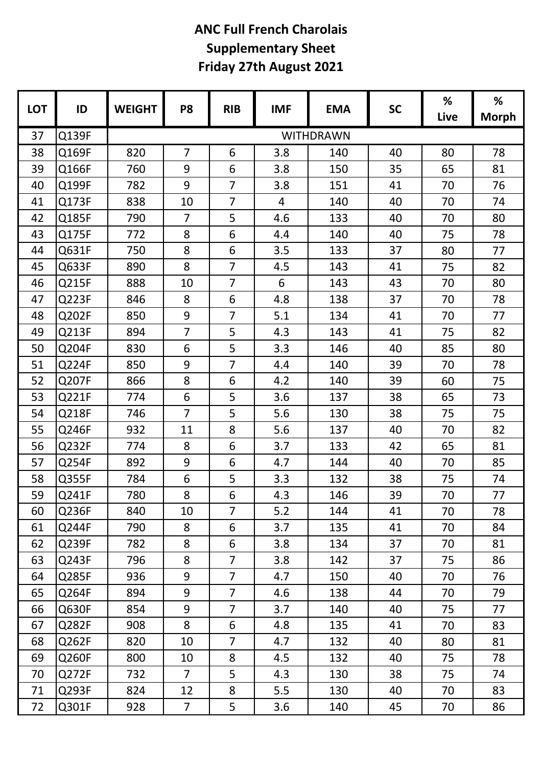# ANC Full French Charolais
## Supplementary Sheet
## Friday 27th August 2021

| LOT | ID | WEIGHT | P8 | RIB | IMF | EMA | SC | % Live | % Morph |
|---|---|---|---|---|---|---|---|---|---|
| 37 | Q139F | WITHDRAWN | | | | | | | |
| 38 | Q169F | 820 | 7 | 6 | 3.8 | 140 | 40 | 80 | 78 |
| 39 | Q166F | 760 | 9 | 6 | 3.8 | 150 | 35 | 65 | 81 |
| 40 | Q199F | 782 | 9 | 7 | 3.8 | 151 | 41 | 70 | 76 |
| 41 | Q173F | 838 | 10 | 7 | 4 | 140 | 40 | 70 | 74 |
| 42 | Q185F | 790 | 7 | 5 | 4.6 | 133 | 40 | 70 | 80 |
| 43 | Q175F | 772 | 8 | 6 | 4.4 | 140 | 40 | 75 | 78 |
| 44 | Q631F | 750 | 8 | 6 | 3.5 | 133 | 37 | 80 | 77 |
| 45 | Q633F | 890 | 8 | 7 | 4.5 | 143 | 41 | 75 | 82 |
| 46 | Q215F | 888 | 10 | 7 | 6 | 143 | 43 | 70 | 80 |
| 47 | Q223F | 846 | 8 | 6 | 4.8 | 138 | 37 | 70 | 78 |
| 48 | Q202F | 850 | 9 | 7 | 5.1 | 134 | 41 | 70 | 77 |
| 49 | Q213F | 894 | 7 | 5 | 4.3 | 143 | 41 | 75 | 82 |
| 50 | Q204F | 830 | 6 | 5 | 3.3 | 146 | 40 | 85 | 80 |
| 51 | Q224F | 850 | 9 | 7 | 4.4 | 140 | 39 | 70 | 78 |
| 52 | Q207F | 866 | 8 | 6 | 4.2 | 140 | 39 | 60 | 75 |
| 53 | Q221F | 774 | 6 | 5 | 3.6 | 137 | 38 | 65 | 73 |
| 54 | Q218F | 746 | 7 | 5 | 5.6 | 130 | 38 | 75 | 75 |
| 55 | Q246F | 932 | 11 | 8 | 5.6 | 137 | 40 | 70 | 82 |
| 56 | Q232F | 774 | 8 | 6 | 3.7 | 133 | 42 | 65 | 81 |
| 57 | Q254F | 892 | 9 | 6 | 4.7 | 144 | 40 | 70 | 85 |
| 58 | Q355F | 784 | 6 | 5 | 3.3 | 132 | 38 | 75 | 74 |
| 59 | Q241F | 780 | 8 | 6 | 4.3 | 146 | 39 | 70 | 77 |
| 60 | Q236F | 840 | 10 | 7 | 5.2 | 144 | 41 | 70 | 78 |
| 61 | Q244F | 790 | 8 | 6 | 3.7 | 135 | 41 | 70 | 84 |
| 62 | Q239F | 782 | 8 | 6 | 3.8 | 134 | 37 | 70 | 81 |
| 63 | Q243F | 796 | 8 | 7 | 3.8 | 142 | 37 | 75 | 86 |
| 64 | Q285F | 936 | 9 | 7 | 4.7 | 150 | 40 | 70 | 76 |
| 65 | Q264F | 894 | 9 | 7 | 4.6 | 138 | 44 | 70 | 79 |
| 66 | Q630F | 854 | 9 | 7 | 3.7 | 140 | 40 | 75 | 77 |
| 67 | Q282F | 908 | 8 | 6 | 4.8 | 135 | 41 | 70 | 83 |
| 68 | Q262F | 820 | 10 | 7 | 4.7 | 132 | 40 | 80 | 81 |
| 69 | Q260F | 800 | 10 | 8 | 4.5 | 132 | 40 | 75 | 78 |
| 70 | Q272F | 732 | 7 | 5 | 4.3 | 130 | 38 | 75 | 74 |
| 71 | Q293F | 824 | 12 | 8 | 5.5 | 130 | 40 | 70 | 83 |
| 72 | Q301F | 928 | 7 | 5 | 3.6 | 140 | 45 | 70 | 86 |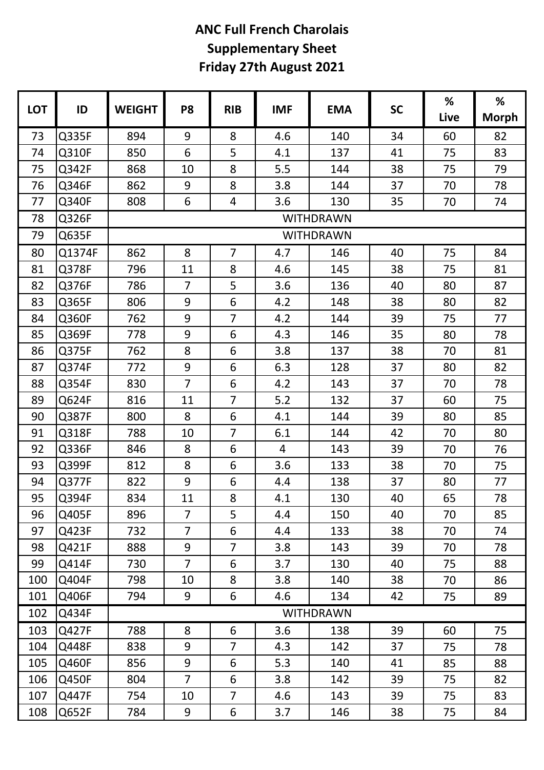# ANC Full French Charolais
## Supplementary Sheet
## Friday 27th August 2021

| LOT | ID | WEIGHT | P8 | RIB | IMF | EMA | SC | % Live | % Morph |
|---|---|---|---|---|---|---|---|---|---|
| 73 | Q335F | 894 | 9 | 8 | 4.6 | 140 | 34 | 60 | 82 |
| 74 | Q310F | 850 | 6 | 5 | 4.1 | 137 | 41 | 75 | 83 |
| 75 | Q342F | 868 | 10 | 8 | 5.5 | 144 | 38 | 75 | 79 |
| 76 | Q346F | 862 | 9 | 8 | 3.8 | 144 | 37 | 70 | 78 |
| 77 | Q340F | 808 | 6 | 4 | 3.6 | 130 | 35 | 70 | 74 |
| 78 | Q326F | WITHDRAWN | | | | | | | |
| 79 | Q635F | WITHDRAWN | | | | | | | |
| 80 | Q1374F | 862 | 8 | 7 | 4.7 | 146 | 40 | 75 | 84 |
| 81 | Q378F | 796 | 11 | 8 | 4.6 | 145 | 38 | 75 | 81 |
| 82 | Q376F | 786 | 7 | 5 | 3.6 | 136 | 40 | 80 | 87 |
| 83 | Q365F | 806 | 9 | 6 | 4.2 | 148 | 38 | 80 | 82 |
| 84 | Q360F | 762 | 9 | 7 | 4.2 | 144 | 39 | 75 | 77 |
| 85 | Q369F | 778 | 9 | 6 | 4.3 | 146 | 35 | 80 | 78 |
| 86 | Q375F | 762 | 8 | 6 | 3.8 | 137 | 38 | 70 | 81 |
| 87 | Q374F | 772 | 9 | 6 | 6.3 | 128 | 37 | 80 | 82 |
| 88 | Q354F | 830 | 7 | 6 | 4.2 | 143 | 37 | 70 | 78 |
| 89 | Q624F | 816 | 11 | 7 | 5.2 | 132 | 37 | 60 | 75 |
| 90 | Q387F | 800 | 8 | 6 | 4.1 | 144 | 39 | 80 | 85 |
| 91 | Q318F | 788 | 10 | 7 | 6.1 | 144 | 42 | 70 | 80 |
| 92 | Q336F | 846 | 8 | 6 | 4 | 143 | 39 | 70 | 76 |
| 93 | Q399F | 812 | 8 | 6 | 3.6 | 133 | 38 | 70 | 75 |
| 94 | Q377F | 822 | 9 | 6 | 4.4 | 138 | 37 | 80 | 77 |
| 95 | Q394F | 834 | 11 | 8 | 4.1 | 130 | 40 | 65 | 78 |
| 96 | Q405F | 896 | 7 | 5 | 4.4 | 150 | 40 | 70 | 85 |
| 97 | Q423F | 732 | 7 | 6 | 4.4 | 133 | 38 | 70 | 74 |
| 98 | Q421F | 888 | 9 | 7 | 3.8 | 143 | 39 | 70 | 78 |
| 99 | Q414F | 730 | 7 | 6 | 3.7 | 130 | 40 | 75 | 88 |
| 100 | Q404F | 798 | 10 | 8 | 3.8 | 140 | 38 | 70 | 86 |
| 101 | Q406F | 794 | 9 | 6 | 4.6 | 134 | 42 | 75 | 89 |
| 102 | Q434F | WITHDRAWN | | | | | | | |
| 103 | Q427F | 788 | 8 | 6 | 3.6 | 138 | 39 | 60 | 75 |
| 104 | Q448F | 838 | 9 | 7 | 4.3 | 142 | 37 | 75 | 78 |
| 105 | Q460F | 856 | 9 | 6 | 5.3 | 140 | 41 | 85 | 88 |
| 106 | Q450F | 804 | 7 | 6 | 3.8 | 142 | 39 | 75 | 82 |
| 107 | Q447F | 754 | 10 | 7 | 4.6 | 143 | 39 | 75 | 83 |
| 108 | Q652F | 784 | 9 | 6 | 3.7 | 146 | 38 | 75 | 84 |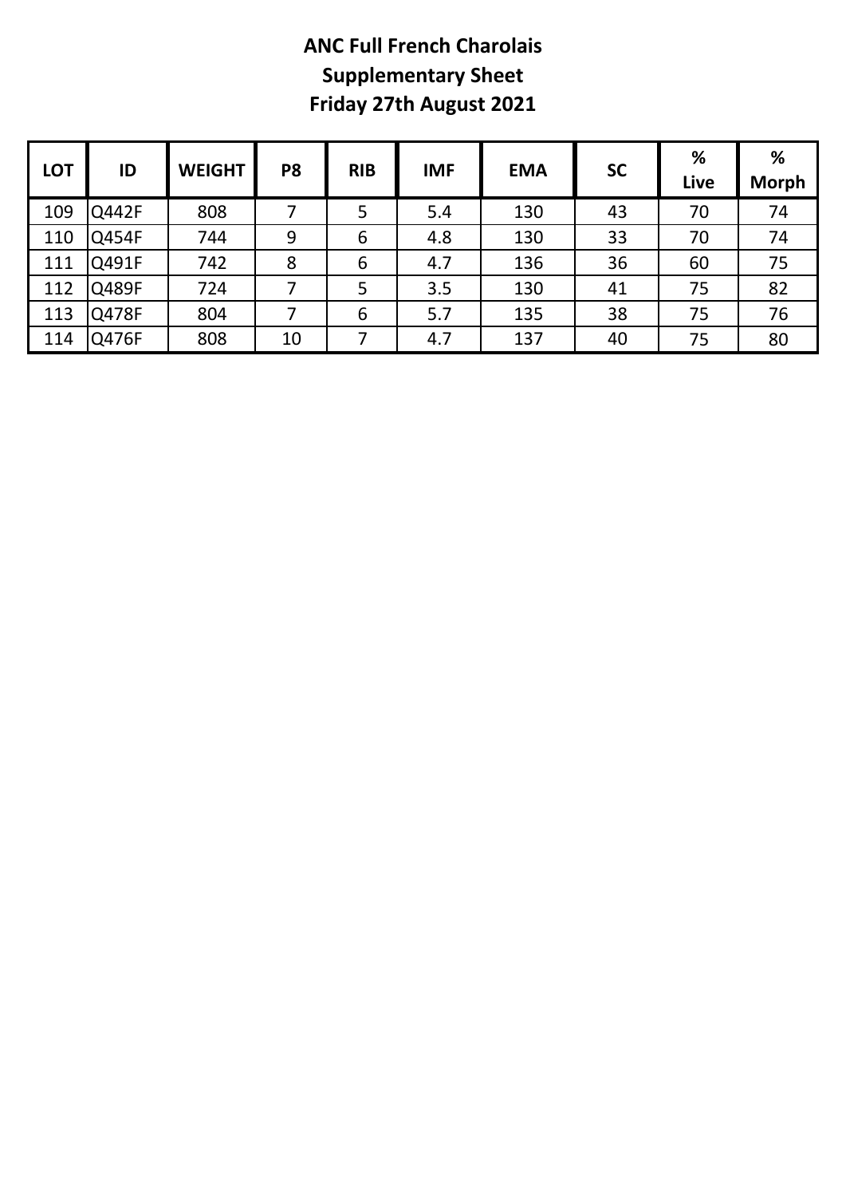# ANC Full French Charolais

## Supplementary Sheet

## Friday 27th August 2021

| LOT | ID | WEIGHT | P8 | RIB | IMF | EMA | SC | % Live | % Morph |
|---|---|---|---|---|---|---|---|---|---|
| 109 | Q442F | 808 | 7 | 5 | 5.4 | 130 | 43 | 70 | 74 |
| 110 | Q454F | 744 | 9 | 6 | 4.8 | 130 | 33 | 70 | 74 |
| 111 | Q491F | 742 | 8 | 6 | 4.7 | 136 | 36 | 60 | 75 |
| 112 | Q489F | 724 | 7 | 5 | 3.5 | 130 | 41 | 75 | 82 |
| 113 | Q478F | 804 | 7 | 6 | 5.7 | 135 | 38 | 75 | 76 |
| 114 | Q476F | 808 | 10 | 7 | 4.7 | 137 | 40 | 75 | 80 |